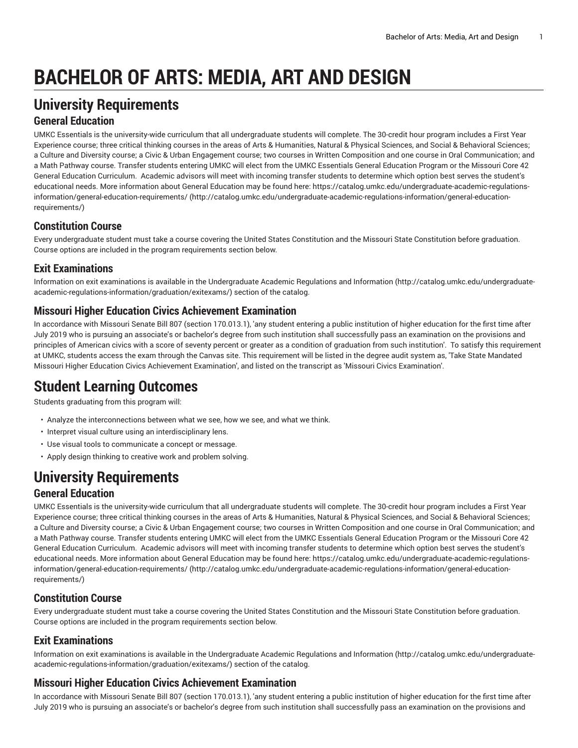# BACHELOR OF ARTS: MEDIA, ART AND DESIGN

# University Requirements

## General Education

UMKC Essentials is the university-wide curriculum that all undergraduate students will complete. The 30-credit hour program includes a First Year Experience course; three critical thinking courses in the areas of Arts & Humanities, Natural & Physical Sciences, and Social & Behavioral Sciences; a Culture and Diversity course; a Civic & Urban Engagement course; two courses in Written Composition and one course in Oral Communication; and a Math Pathway course. Transfer students entering UMKC will elect from the UMKC Essentials General Education Program or the Missouri Core 42 General Education Curriculum. Academic advisors will meet with incoming transfer students to determine which option best serves the student's educational needs. More information about General Education may be found here: https://catalog.umkc.edu/undergraduate-academic-regulations-information/general-education-requirements/ (http://catalog.umkc.edu/undergraduate-academic-regulations-information/general-education-requirements/)

## Constitution Course

Every undergraduate student must take a course covering the United States Constitution and the Missouri State Constitution before graduation. Course options are included in the program requirements section below.

## Exit Examinations

Information on exit examinations is available in the Undergraduate Academic Regulations and Information (http://catalog.umkc.edu/undergraduate-academic-regulations-information/graduation/exitexams/) section of the catalog.

## Missouri Higher Education Civics Achievement Examination

In accordance with Missouri Senate Bill 807 (section 170.013.1), 'any student entering a public institution of higher education for the first time after July 2019 who is pursuing an associate's or bachelor's degree from such institution shall successfully pass an examination on the provisions and principles of American civics with a score of seventy percent or greater as a condition of graduation from such institution'. To satisfy this requirement at UMKC, students access the exam through the Canvas site. This requirement will be listed in the degree audit system as, 'Take State Mandated Missouri Higher Education Civics Achievement Examination', and listed on the transcript as 'Missouri Civics Examination'.

# Student Learning Outcomes

Students graduating from this program will:

- Analyze the interconnections between what we see, how we see, and what we think.
- Interpret visual culture using an interdisciplinary lens.
- Use visual tools to communicate a concept or message.
- Apply design thinking to creative work and problem solving.

# University Requirements

## General Education

UMKC Essentials is the university-wide curriculum that all undergraduate students will complete. The 30-credit hour program includes a First Year Experience course; three critical thinking courses in the areas of Arts & Humanities, Natural & Physical Sciences, and Social & Behavioral Sciences; a Culture and Diversity course; a Civic & Urban Engagement course; two courses in Written Composition and one course in Oral Communication; and a Math Pathway course. Transfer students entering UMKC will elect from the UMKC Essentials General Education Program or the Missouri Core 42 General Education Curriculum. Academic advisors will meet with incoming transfer students to determine which option best serves the student's educational needs. More information about General Education may be found here: https://catalog.umkc.edu/undergraduate-academic-regulations-information/general-education-requirements/ (http://catalog.umkc.edu/undergraduate-academic-regulations-information/general-education-requirements/)

## Constitution Course

Every undergraduate student must take a course covering the United States Constitution and the Missouri State Constitution before graduation. Course options are included in the program requirements section below.

## Exit Examinations

Information on exit examinations is available in the Undergraduate Academic Regulations and Information (http://catalog.umkc.edu/undergraduate-academic-regulations-information/graduation/exitexams/) section of the catalog.

## Missouri Higher Education Civics Achievement Examination

In accordance with Missouri Senate Bill 807 (section 170.013.1), 'any student entering a public institution of higher education for the first time after July 2019 who is pursuing an associate's or bachelor's degree from such institution shall successfully pass an examination on the provisions and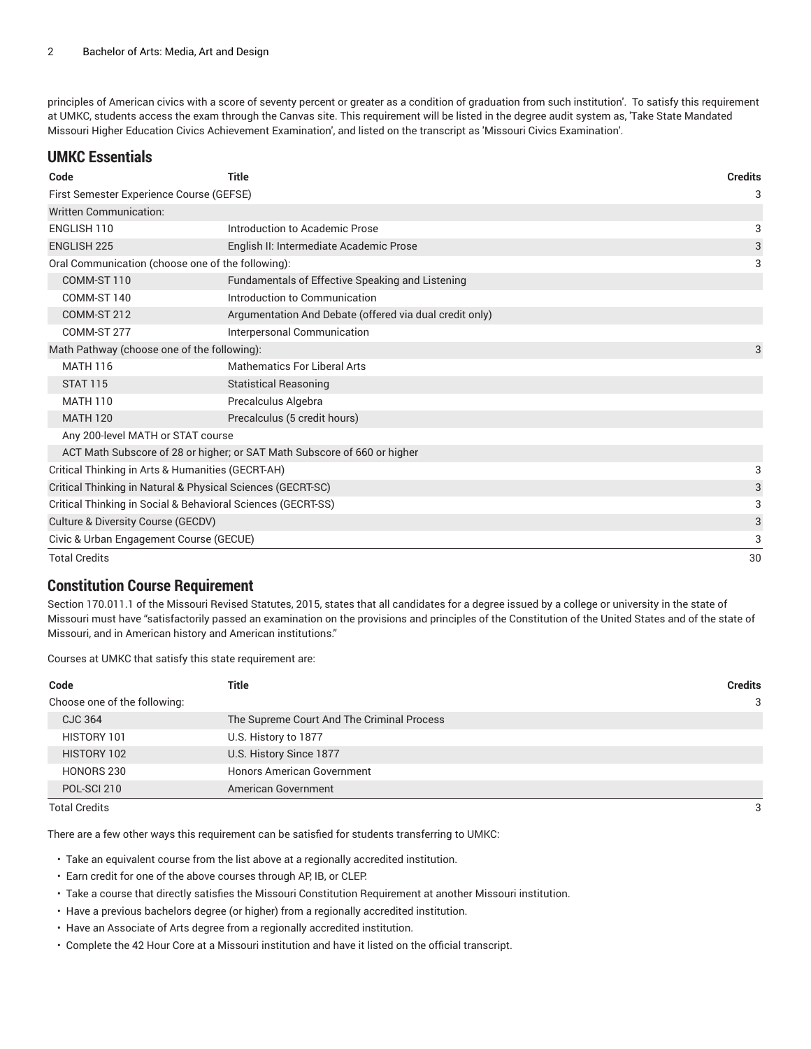principles of American civics with a score of seventy percent or greater as a condition of graduation from such institution'. To satisfy this requirement at UMKC, students access the exam through the Canvas site. This requirement will be listed in the degree audit system as, 'Take State Mandated Missouri Higher Education Civics Achievement Examination', and listed on the transcript as 'Missouri Civics Examination'.

## UMKC Essentials

| Code | Title | Credits |
|---|---|---|
| First Semester Experience Course (GEFSE) | | 3 |
| Written Communication: | | |
| ENGLISH 110 | Introduction to Academic Prose | 3 |
| ENGLISH 225 | English II: Intermediate Academic Prose | 3 |
| Oral Communication (choose one of the following): | | 3 |
| COMM-ST 110 | Fundamentals of Effective Speaking and Listening | |
| COMM-ST 140 | Introduction to Communication | |
| COMM-ST 212 | Argumentation And Debate (offered via dual credit only) | |
| COMM-ST 277 | Interpersonal Communication | |
| Math Pathway (choose one of the following): | | 3 |
| MATH 116 | Mathematics For Liberal Arts | |
| STAT 115 | Statistical Reasoning | |
| MATH 110 | Precalculus Algebra | |
| MATH 120 | Precalculus (5 credit hours) | |
| Any 200-level MATH or STAT course | | |
| ACT Math Subscore of 28 or higher; or SAT Math Subscore of 660 or higher | | |
| Critical Thinking in Arts & Humanities (GECRT-AH) | | 3 |
| Critical Thinking in Natural & Physical Sciences (GECRT-SC) | | 3 |
| Critical Thinking in Social & Behavioral Sciences (GECRT-SS) | | 3 |
| Culture & Diversity Course (GECDV) | | 3 |
| Civic & Urban Engagement Course (GECUE) | | 3 |
| Total Credits | | 30 |

## Constitution Course Requirement

Section 170.011.1 of the Missouri Revised Statutes, 2015, states that all candidates for a degree issued by a college or university in the state of Missouri must have "satisfactorily passed an examination on the provisions and principles of the Constitution of the United States and of the state of Missouri, and in American history and American institutions."

Courses at UMKC that satisfy this state requirement are:

| Code | Title | Credits |
|---|---|---|
| Choose one of the following: | | 3 |
| CJC 364 | The Supreme Court And The Criminal Process | |
| HISTORY 101 | U.S. History to 1877 | |
| HISTORY 102 | U.S. History Since 1877 | |
| HONORS 230 | Honors American Government | |
| POL-SCI 210 | American Government | |
| Total Credits | | 3 |

There are a few other ways this requirement can be satisfied for students transferring to UMKC:

- Take an equivalent course from the list above at a regionally accredited institution.
- Earn credit for one of the above courses through AP, IB, or CLEP.
- Take a course that directly satisfies the Missouri Constitution Requirement at another Missouri institution.
- Have a previous bachelors degree (or higher) from a regionally accredited institution.
- Have an Associate of Arts degree from a regionally accredited institution.
- Complete the 42 Hour Core at a Missouri institution and have it listed on the official transcript.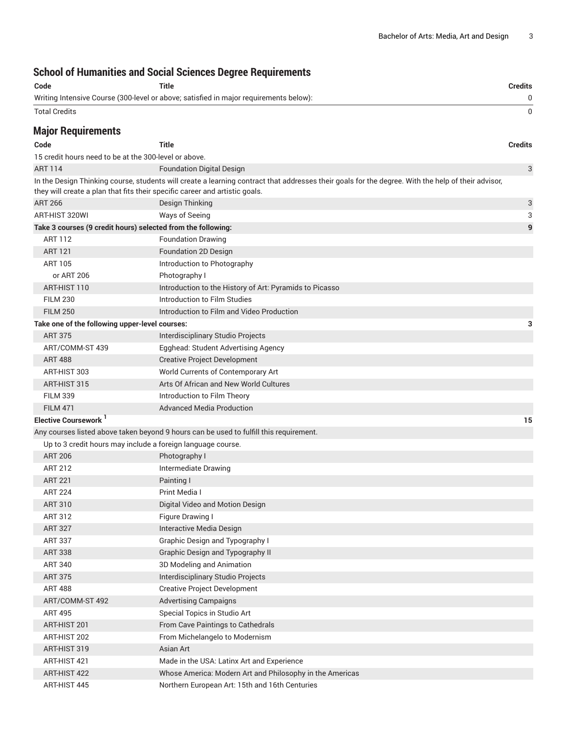## School of Humanities and Social Sciences Degree Requirements

| Code | Title | Credits |
|---|---|---|
| Writing Intensive Course (300-level or above; satisfied in major requirements below): | | 0 |
| Total Credits | | 0 |

## Major Requirements

| Code | Title | Credits |
|---|---|---|
| 15 credit hours need to be at the 300-level or above. | | |
| ART 114 | Foundation Digital Design | 3 |
| In the Design Thinking course, students will create a learning contract that addresses their goals for the degree. With the help of their advisor, they will create a plan that fits their specific career and artistic goals. | | |
| ART 266 | Design Thinking | 3 |
| ART-HIST 320WI | Ways of Seeing | 3 |
| **Take 3 courses (9 credit hours) selected from the following:** | | **9** |
| ART 112 | Foundation Drawing | |
| ART 121 | Foundation 2D Design | |
| ART 105 | Introduction to Photography | |
| or ART 206 | Photography I | |
| ART-HIST 110 | Introduction to the History of Art: Pyramids to Picasso | |
| FILM 230 | Introduction to Film Studies | |
| FILM 250 | Introduction to Film and Video Production | |
| **Take one of the following upper-level courses:** | | **3** |
| ART 375 | Interdisciplinary Studio Projects | |
| ART/COMM-ST 439 | Egghead: Student Advertising Agency | |
| ART 488 | Creative Project Development | |
| ART-HIST 303 | World Currents of Contemporary Art | |
| ART-HIST 315 | Arts Of African and New World Cultures | |
| FILM 339 | Introduction to Film Theory | |
| FILM 471 | Advanced Media Production | |
| **Elective Coursework [1]** | | **15** |
| Any courses listed above taken beyond 9 hours can be used to fulfill this requirement. | | |
| Up to 3 credit hours may include a foreign language course. | | |
| ART 206 | Photography I | |
| ART 212 | Intermediate Drawing | |
| ART 221 | Painting I | |
| ART 224 | Print Media I | |
| ART 310 | Digital Video and Motion Design | |
| ART 312 | Figure Drawing I | |
| ART 327 | Interactive Media Design | |
| ART 337 | Graphic Design and Typography I | |
| ART 338 | Graphic Design and Typography II | |
| ART 340 | 3D Modeling and Animation | |
| ART 375 | Interdisciplinary Studio Projects | |
| ART 488 | Creative Project Development | |
| ART/COMM-ST 492 | Advertising Campaigns | |
| ART 495 | Special Topics in Studio Art | |
| ART-HIST 201 | From Cave Paintings to Cathedrals | |
| ART-HIST 202 | From Michelangelo to Modernism | |
| ART-HIST 319 | Asian Art | |
| ART-HIST 421 | Made in the USA: Latinx Art and Experience | |
| ART-HIST 422 | Whose America: Modern Art and Philosophy in the Americas | |
| ART-HIST 445 | Northern European Art: 15th and 16th Centuries | |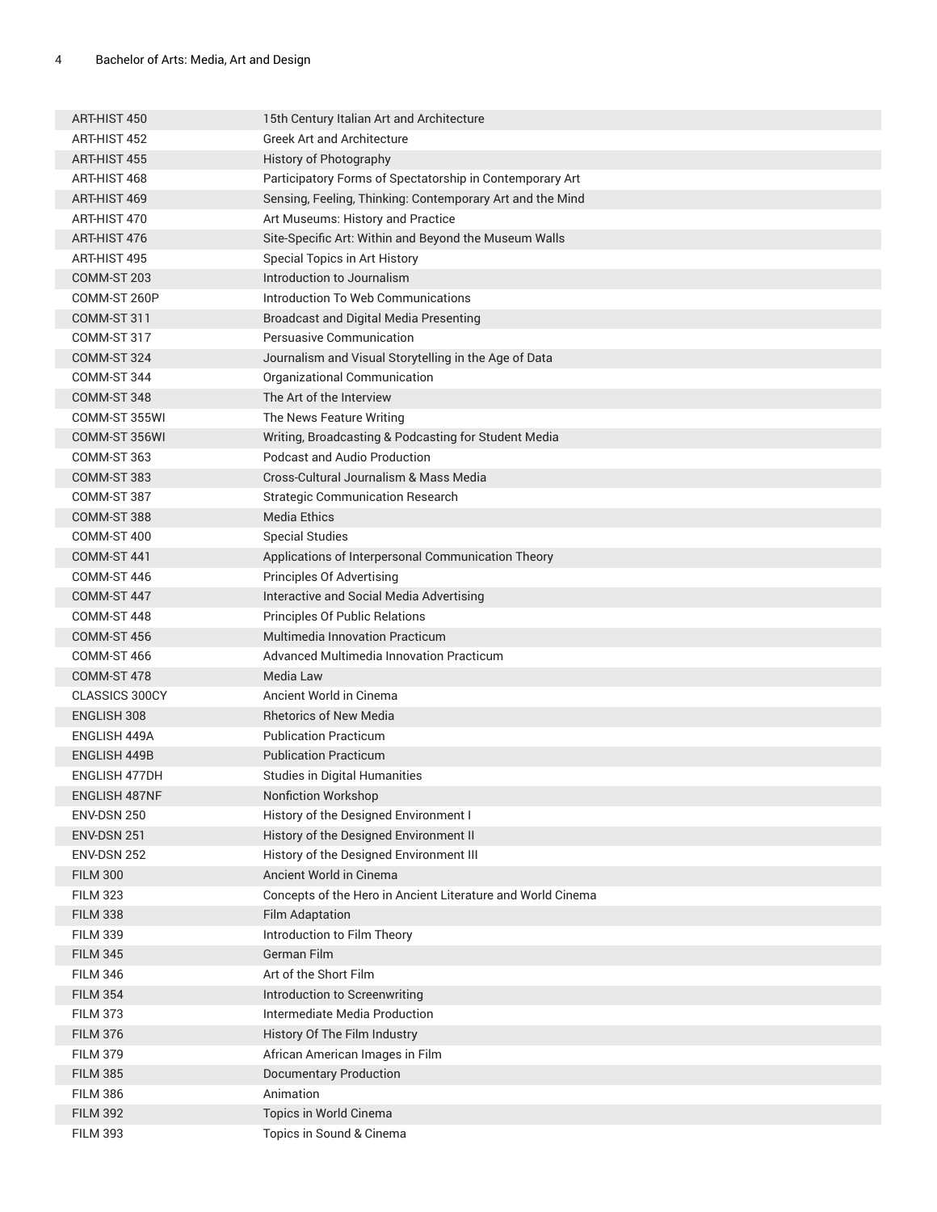| | |
|---|---|
| ART-HIST 450 | 15th Century Italian Art and Architecture |
| ART-HIST 452 | Greek Art and Architecture |
| ART-HIST 455 | History of Photography |
| ART-HIST 468 | Participatory Forms of Spectatorship in Contemporary Art |
| ART-HIST 469 | Sensing, Feeling, Thinking: Contemporary Art and the Mind |
| ART-HIST 470 | Art Museums: History and Practice |
| ART-HIST 476 | Site-Specific Art: Within and Beyond the Museum Walls |
| ART-HIST 495 | Special Topics in Art History |
| COMM-ST 203 | Introduction to Journalism |
| COMM-ST 260P | Introduction To Web Communications |
| COMM-ST 311 | Broadcast and Digital Media Presenting |
| COMM-ST 317 | Persuasive Communication |
| COMM-ST 324 | Journalism and Visual Storytelling in the Age of Data |
| COMM-ST 344 | Organizational Communication |
| COMM-ST 348 | The Art of the Interview |
| COMM-ST 355WI | The News Feature Writing |
| COMM-ST 356WI | Writing, Broadcasting & Podcasting for Student Media |
| COMM-ST 363 | Podcast and Audio Production |
| COMM-ST 383 | Cross-Cultural Journalism & Mass Media |
| COMM-ST 387 | Strategic Communication Research |
| COMM-ST 388 | Media Ethics |
| COMM-ST 400 | Special Studies |
| COMM-ST 441 | Applications of Interpersonal Communication Theory |
| COMM-ST 446 | Principles Of Advertising |
| COMM-ST 447 | Interactive and Social Media Advertising |
| COMM-ST 448 | Principles Of Public Relations |
| COMM-ST 456 | Multimedia Innovation Practicum |
| COMM-ST 466 | Advanced Multimedia Innovation Practicum |
| COMM-ST 478 | Media Law |
| CLASSICS 300CY | Ancient World in Cinema |
| ENGLISH 308 | Rhetorics of New Media |
| ENGLISH 449A | Publication Practicum |
| ENGLISH 449B | Publication Practicum |
| ENGLISH 477DH | Studies in Digital Humanities |
| ENGLISH 487NF | Nonfiction Workshop |
| ENV-DSN 250 | History of the Designed Environment I |
| ENV-DSN 251 | History of the Designed Environment II |
| ENV-DSN 252 | History of the Designed Environment III |
| FILM 300 | Ancient World in Cinema |
| FILM 323 | Concepts of the Hero in Ancient Literature and World Cinema |
| FILM 338 | Film Adaptation |
| FILM 339 | Introduction to Film Theory |
| FILM 345 | German Film |
| FILM 346 | Art of the Short Film |
| FILM 354 | Introduction to Screenwriting |
| FILM 373 | Intermediate Media Production |
| FILM 376 | History Of The Film Industry |
| FILM 379 | African American Images in Film |
| FILM 385 | Documentary Production |
| FILM 386 | Animation |
| FILM 392 | Topics in World Cinema |
| FILM 393 | Topics in Sound & Cinema |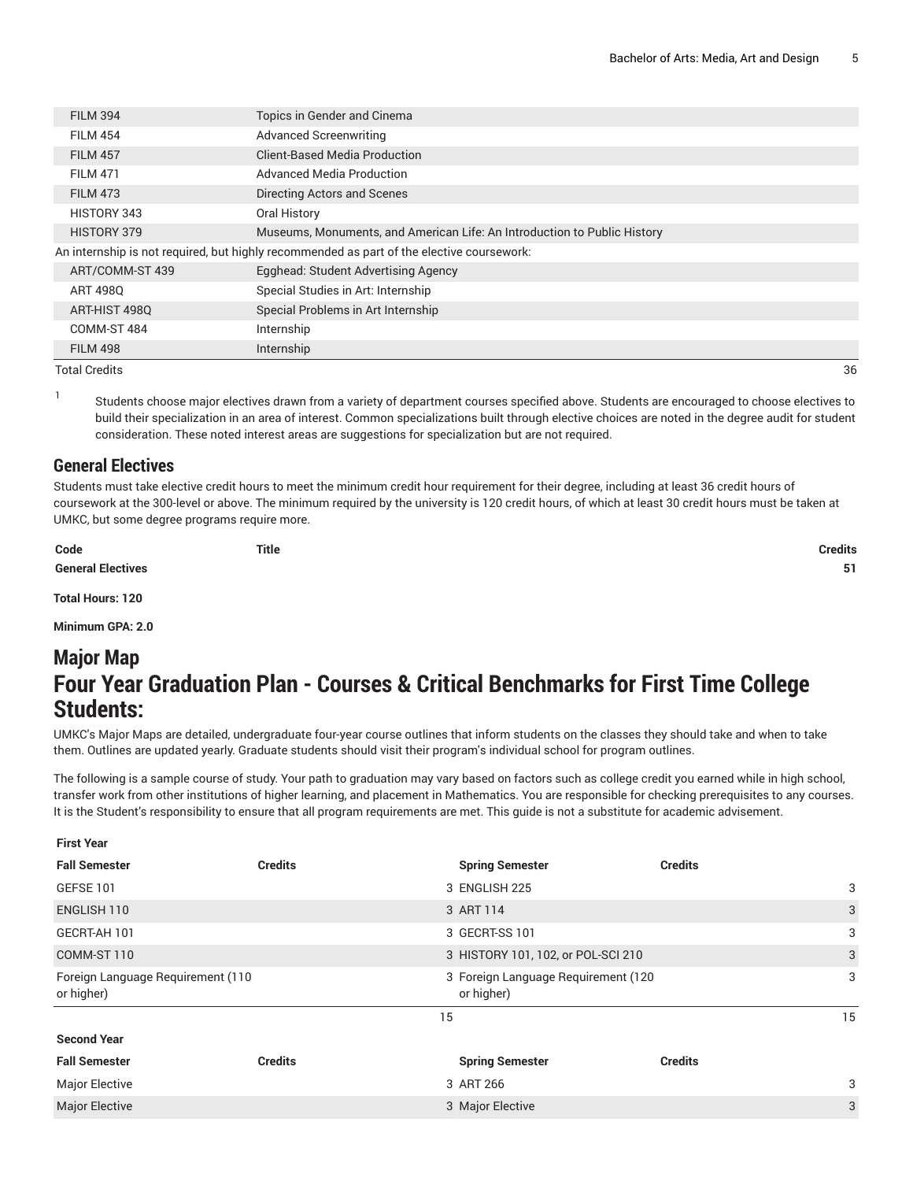| | | |
|---|---|---|
| FILM 394 | Topics in Gender and Cinema | |
| FILM 454 | Advanced Screenwriting | |
| FILM 457 | Client-Based Media Production | |
| FILM 471 | Advanced Media Production | |
| FILM 473 | Directing Actors and Scenes | |
| HISTORY 343 | Oral History | |
| HISTORY 379 | Museums, Monuments, and American Life: An Introduction to Public History | |
| An internship is not required, but highly recommended as part of the elective coursework: | | |
| ART/COMM-ST 439 | Egghead: Student Advertising Agency | |
| ART 498Q | Special Studies in Art: Internship | |
| ART-HIST 498Q | Special Problems in Art Internship | |
| COMM-ST 484 | Internship | |
| FILM 498 | Internship | |
| Total Credits | | 36 |

1 Students choose major electives drawn from a variety of department courses specified above. Students are encouraged to choose electives to build their specialization in an area of interest. Common specializations built through elective choices are noted in the degree audit for student consideration. These noted interest areas are suggestions for specialization but are not required.

## General Electives

Students must take elective credit hours to meet the minimum credit hour requirement for their degree, including at least 36 credit hours of coursework at the 300-level or above. The minimum required by the university is 120 credit hours, of which at least 30 credit hours must be taken at UMKC, but some degree programs require more.

| Code | Title | Credits |
|---|---|---|
| **General Electives** | | **51** |

**Total Hours: 120**

**Minimum GPA: 2.0**

# Major Map

# Four Year Graduation Plan - Courses & Critical Benchmarks for First Time College Students:

UMKC's Major Maps are detailed, undergraduate four-year course outlines that inform students on the classes they should take and when to take them. Outlines are updated yearly. Graduate students should visit their program's individual school for program outlines.

The following is a sample course of study. Your path to graduation may vary based on factors such as college credit you earned while in high school, transfer work from other institutions of higher learning, and placement in Mathematics. You are responsible for checking prerequisites to any courses. It is the Student's responsibility to ensure that all program requirements are met. This guide is not a substitute for academic advisement.

| **First Year** | | | |
|---|---|---|---|
| **Fall Semester** | **Credits** | **Spring Semester** | **Credits** |
| GEFSE 101 | 3 | ENGLISH 225 | 3 |
| ENGLISH 110 | 3 | ART 114 | 3 |
| GECRT-AH 101 | 3 | GECRT-SS 101 | 3 |
| COMM-ST 110 | 3 | HISTORY 101, 102, or POL-SCI 210 | 3 |
| Foreign Language Requirement (110 or higher) | 3 | Foreign Language Requirement (120 or higher) | 3 |
| | 15 | | 15 |
| **Second Year** | | | |
| **Fall Semester** | **Credits** | **Spring Semester** | **Credits** |
| Major Elective | 3 | ART 266 | 3 |
| Major Elective | 3 | Major Elective | 3 |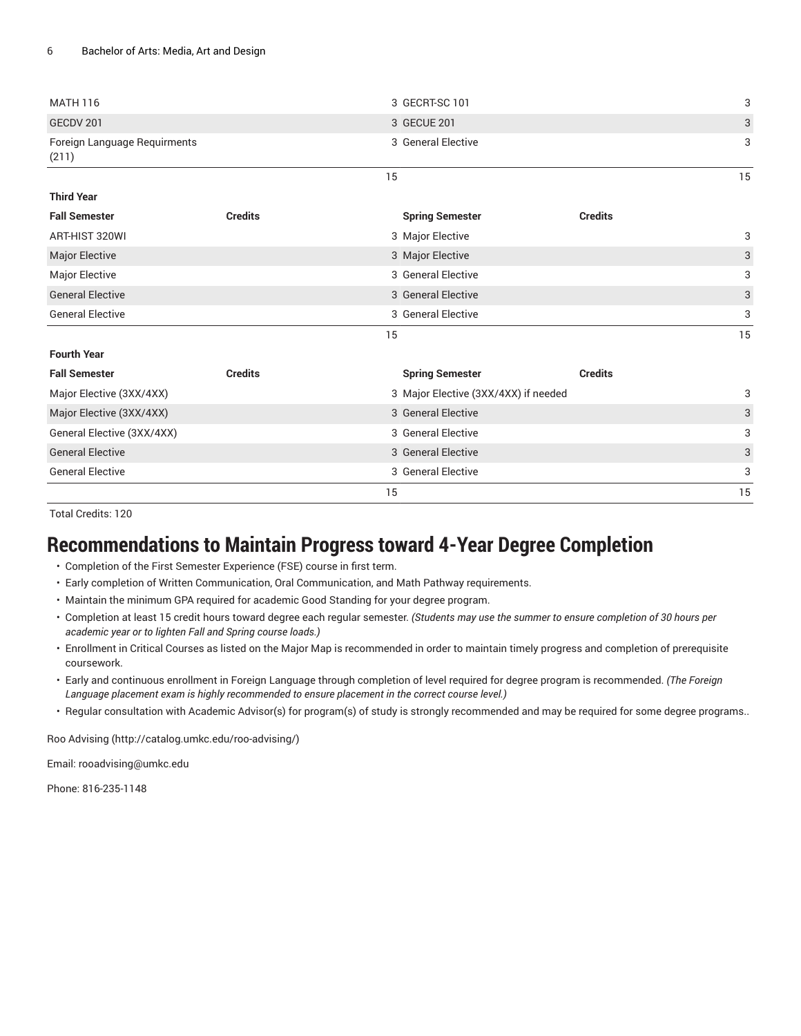| | | | |
|---|---|---|---|
| MATH 116 | 3 | GECRT-SC 101 | 3 |
| GECDV 201 | 3 | GECUE 201 | 3 |
| Foreign Language Requirments (211) | 3 | General Elective | 3 |
| | 15 | | 15 |
| **Third Year** | | | |
| **Fall Semester** | **Credits** | **Spring Semester** | **Credits** |
| ART-HIST 320WI | 3 | Major Elective | 3 |
| Major Elective | 3 | Major Elective | 3 |
| Major Elective | 3 | General Elective | 3 |
| General Elective | 3 | General Elective | 3 |
| General Elective | 3 | General Elective | 3 |
| | 15 | | 15 |
| **Fourth Year** | | | |
| **Fall Semester** | **Credits** | **Spring Semester** | **Credits** |
| Major Elective (3XX/4XX) | 3 | Major Elective (3XX/4XX) if needed | 3 |
| Major Elective (3XX/4XX) | 3 | General Elective | 3 |
| General Elective (3XX/4XX) | 3 | General Elective | 3 |
| General Elective | 3 | General Elective | 3 |
| General Elective | 3 | General Elective | 3 |
| | 15 | | 15 |

Total Credits: 120

# Recommendations to Maintain Progress toward 4-Year Degree Completion

- Completion of the First Semester Experience (FSE) course in first term.
- Early completion of Written Communication, Oral Communication, and Math Pathway requirements.
- Maintain the minimum GPA required for academic Good Standing for your degree program.
- Completion at least 15 credit hours toward degree each regular semester. *(Students may use the summer to ensure completion of 30 hours per academic year or to lighten Fall and Spring course loads.)*
- Enrollment in Critical Courses as listed on the Major Map is recommended in order to maintain timely progress and completion of prerequisite coursework.
- Early and continuous enrollment in Foreign Language through completion of level required for degree program is recommended. *(The Foreign Language placement exam is highly recommended to ensure placement in the correct course level.)*
- Regular consultation with Academic Advisor(s) for program(s) of study is strongly recommended and may be required for some degree programs..

Roo Advising (http://catalog.umkc.edu/roo-advising/)

Email: rooadvising@umkc.edu

Phone: 816-235-1148